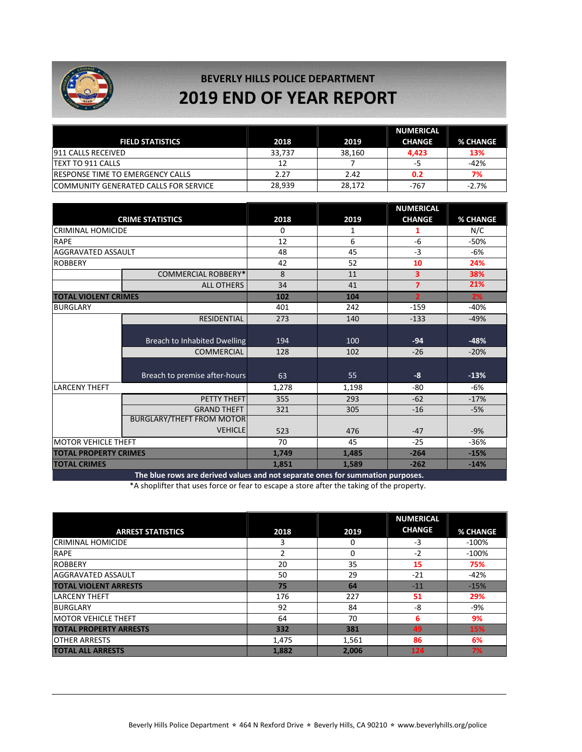## BEVERLY HILLS POLICE DEPARTMENT

# 2019 END OF YEAR REPORT

| FIELD STATISTICS | 2018 | 2019 | NUMERICAL CHANGE | % CHANGE |
|---|---|---|---|---|
| 911 CALLS RECEIVED | 33,737 | 38,160 | 4,423 | 13% |
| TEXT TO 911 CALLS | 12 | 7 | -5 | -42% |
| RESPONSE TIME TO EMERGENCY CALLS | 2.27 | 2.42 | 0.2 | 7% |
| COMMUNITY GENERATED CALLS FOR SERVICE | 28,939 | 28,172 | -767 | -2.7% |

| CRIME STATISTICS | | 2018 | 2019 | NUMERICAL CHANGE | % CHANGE |
|---|---|---|---|---|---|
| CRIMINAL HOMICIDE | | 0 | 1 | 1 | N/C |
| RAPE | | 12 | 6 | -6 | -50% |
| AGGRAVATED ASSAULT | | 48 | 45 | -3 | -6% |
| ROBBERY | | 42 | 52 | 10 | 24% |
| | COMMERCIAL ROBBERY* | 8 | 11 | 3 | 38% |
| | ALL OTHERS | 34 | 41 | 7 | 21% |
| **TOTAL VIOLENT CRIMES** | | **102** | **104** | **2** | **2%** |
| BURGLARY | | 401 | 242 | -159 | -40% |
| | RESIDENTIAL | 273 | 140 | -133 | -49% |
| | Breach to Inhabited Dwelling | 194 | 100 | -94 | -48% |
| | COMMERCIAL | 128 | 102 | -26 | -20% |
| | Breach to premise after-hours | 63 | 55 | -8 | -13% |
| LARCENY THEFT | | 1,278 | 1,198 | -80 | -6% |
| | PETTY THEFT | 355 | 293 | -62 | -17% |
| | GRAND THEFT | 321 | 305 | -16 | -5% |
| | BURGLARY/THEFT FROM MOTOR VEHICLE | 523 | 476 | -47 | -9% |
| MOTOR VEHICLE THEFT | | 70 | 45 | -25 | -36% |
| **TOTAL PROPERTY CRIMES** | | **1,749** | **1,485** | **-264** | **-15%** |
| **TOTAL CRIMES** | | **1,851** | **1,589** | **-262** | **-14%** |

**The blue rows are derived values and not separate ones for summation purposes.**

*A shoplifter that uses force or fear to escape a store after the taking of the property.

| ARREST STATISTICS | 2018 | 2019 | NUMERICAL CHANGE | % CHANGE |
|---|---|---|---|---|
| CRIMINAL HOMICIDE | 3 | 0 | -3 | -100% |
| RAPE | 2 | 0 | -2 | -100% |
| ROBBERY | 20 | 35 | 15 | 75% |
| AGGRAVATED ASSAULT | 50 | 29 | -21 | -42% |
| **TOTAL VIOLENT ARRESTS** | **75** | **64** | -11 | -15% |
| LARCENY THEFT | 176 | 227 | 51 | 29% |
| BURGLARY | 92 | 84 | -8 | -9% |
| MOTOR VEHICLE THEFT | 64 | 70 | 6 | 9% |
| **TOTAL PROPERTY ARRESTS** | **332** | **381** | **49** | **15%** |
| OTHER ARRESTS | 1,475 | 1,561 | 86 | 6% |
| **TOTAL ALL ARRESTS** | **1,882** | **2,006** | **124** | **7%** |

Beverly Hills Police Department ⋆ 464 N Rexford Drive ⋆ Beverly Hills, CA 90210 ⋆ www.beverlyhills.org/police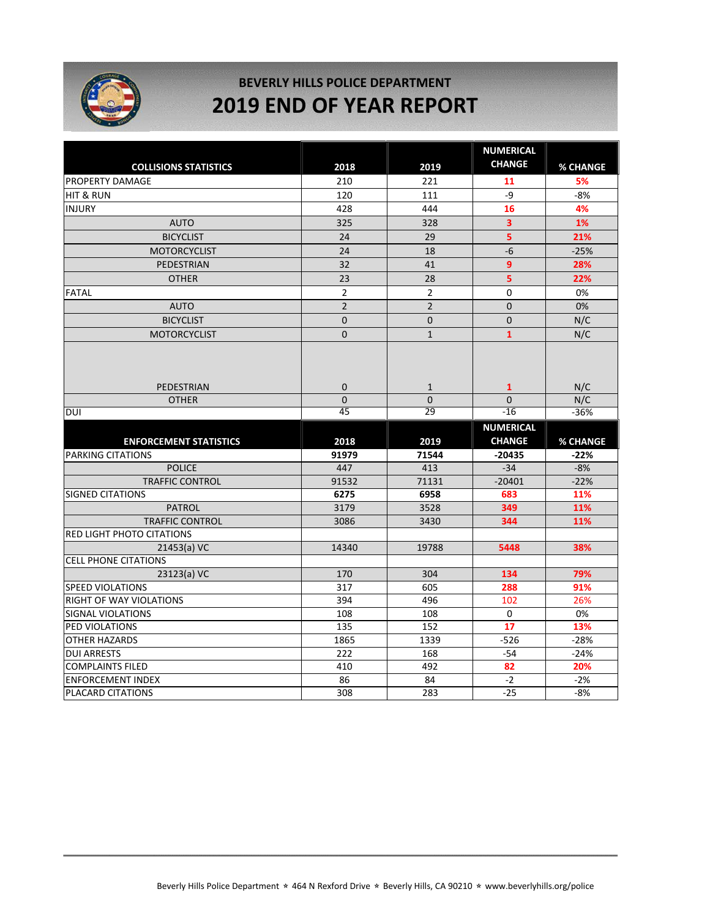# BEVERLY HILLS POLICE DEPARTMENT

## 2019 END OF YEAR REPORT

| COLLISIONS STATISTICS | 2018 | 2019 | NUMERICAL CHANGE | % CHANGE |
|---|---|---|---|---|
| PROPERTY DAMAGE | 210 | 221 | **11** | **5%** |
| HIT & RUN | 120 | 111 | -9 | -8% |
| INJURY | 428 | 444 | **16** | **4%** |
| AUTO | 325 | 328 | **3** | **1%** |
| BICYCLIST | 24 | 29 | **5** | **21%** |
| MOTORCYCLIST | 24 | 18 | -6 | -25% |
| PEDESTRIAN | 32 | 41 | **9** | **28%** |
| OTHER | 23 | 28 | **5** | **22%** |
| FATAL | 2 | 2 | 0 | 0% |
| AUTO | 2 | 2 | 0 | 0% |
| BICYCLIST | 0 | 0 | 0 | N/C |
| MOTORCYCLIST | 0 | 1 | **1** | N/C |
| PEDESTRIAN | 0 | 1 | **1** | N/C |
| OTHER | 0 | 0 | 0 | N/C |
| DUI | 45 | 29 | -16 | -36% |

| ENFORCEMENT STATISTICS | 2018 | 2019 | NUMERICAL CHANGE | % CHANGE |
|---|---|---|---|---|
| PARKING CITATIONS | **91979** | **71544** | **-20435** | **-22%** |
| POLICE | 447 | 413 | -34 | -8% |
| TRAFFIC CONTROL | 91532 | 71131 | -20401 | -22% |
| SIGNED CITATIONS | **6275** | **6958** | **683** | **11%** |
| PATROL | 3179 | 3528 | **349** | **11%** |
| TRAFFIC CONTROL | 3086 | 3430 | **344** | **11%** |
| RED LIGHT PHOTO CITATIONS | | | | |
| 21453(a) VC | 14340 | 19788 | **5448** | **38%** |
| CELL PHONE CITATIONS | | | | |
| 23123(a) VC | 170 | 304 | **134** | **79%** |
| SPEED VIOLATIONS | 317 | 605 | **288** | **91%** |
| RIGHT OF WAY VIOLATIONS | 394 | 496 | 102 | 26% |
| SIGNAL VIOLATIONS | 108 | 108 | 0 | 0% |
| PED VIOLATIONS | 135 | 152 | **17** | **13%** |
| OTHER HAZARDS | 1865 | 1339 | -526 | -28% |
| DUI ARRESTS | 222 | 168 | -54 | -24% |
| COMPLAINTS FILED | 410 | 492 | **82** | **20%** |
| ENFORCEMENT INDEX | 86 | 84 | -2 | -2% |
| PLACARD CITATIONS | 308 | 283 | -25 | -8% |

Beverly Hills Police Department ⭑ 464 N Rexford Drive ⭑ Beverly Hills, CA 90210 ⭑ www.beverlyhills.org/police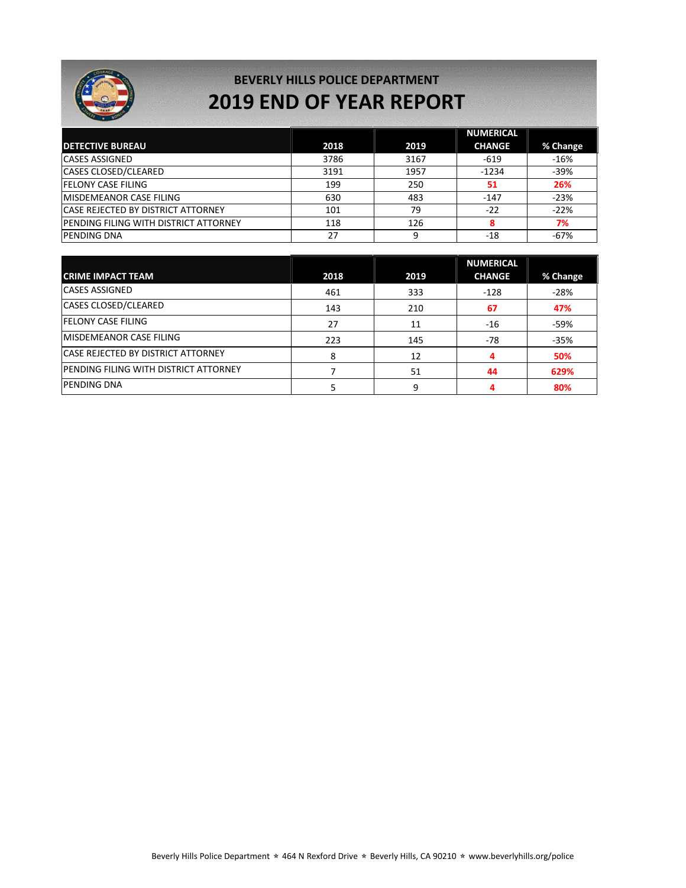## BEVERLY HILLS POLICE DEPARTMENT

# 2019 END OF YEAR REPORT

| DETECTIVE BUREAU | 2018 | 2019 | NUMERICAL CHANGE | % Change |
|---|---|---|---|---|
| CASES ASSIGNED | 3786 | 3167 | -619 | -16% |
| CASES CLOSED/CLEARED | 3191 | 1957 | -1234 | -39% |
| FELONY CASE FILING | 199 | 250 | **51** | **26%** |
| MISDEMEANOR CASE FILING | 630 | 483 | -147 | -23% |
| CASE REJECTED BY DISTRICT ATTORNEY | 101 | 79 | -22 | -22% |
| PENDING FILING WITH DISTRICT ATTORNEY | 118 | 126 | **8** | **7%** |
| PENDING DNA | 27 | 9 | -18 | -67% |

| CRIME IMPACT TEAM | 2018 | 2019 | NUMERICAL CHANGE | % Change |
|---|---|---|---|---|
| CASES ASSIGNED | 461 | 333 | -128 | -28% |
| CASES CLOSED/CLEARED | 143 | 210 | **67** | **47%** |
| FELONY CASE FILING | 27 | 11 | -16 | -59% |
| MISDEMEANOR CASE FILING | 223 | 145 | -78 | -35% |
| CASE REJECTED BY DISTRICT ATTORNEY | 8 | 12 | **4** | **50%** |
| PENDING FILING WITH DISTRICT ATTORNEY | 7 | 51 | **44** | **629%** |
| PENDING DNA | 5 | 9 | **4** | **80%** |

Beverly Hills Police Department ⋆ 464 N Rexford Drive ⋆ Beverly Hills, CA 90210 ⋆ www.beverlyhills.org/police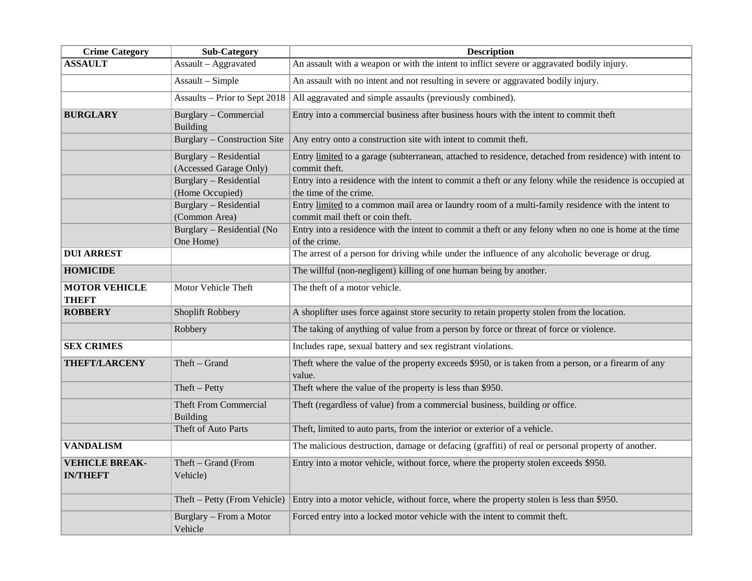| Crime Category | Sub-Category | Description |
|---|---|---|
| **ASSAULT** | Assault – Aggravated | An assault with a weapon or with the intent to inflict severe or aggravated bodily injury. |
| | Assault – Simple | An assault with no intent and not resulting in severe or aggravated bodily injury. |
| | Assaults – Prior to Sept 2018 | All aggravated and simple assaults (previously combined). |
| **BURGLARY** | Burglary – Commercial Building | Entry into a commercial business after business hours with the intent to commit theft |
| | Burglary – Construction Site | Any entry onto a construction site with intent to commit theft. |
| | Burglary – Residential (Accessed Garage Only) | Entry limited to a garage (subterranean, attached to residence, detached from residence) with intent to commit theft. |
| | Burglary – Residential (Home Occupied) | Entry into a residence with the intent to commit a theft or any felony while the residence is occupied at the time of the crime. |
| | Burglary – Residential (Common Area) | Entry limited to a common mail area or laundry room of a multi-family residence with the intent to commit mail theft or coin theft. |
| | Burglary – Residential (No One Home) | Entry into a residence with the intent to commit a theft or any felony when no one is home at the time of the crime. |
| **DUI ARREST** | | The arrest of a person for driving while under the influence of any alcoholic beverage or drug. |
| **HOMICIDE** | | The willful (non-negligent) killing of one human being by another. |
| **MOTOR VEHICLE THEFT** | Motor Vehicle Theft | The theft of a motor vehicle. |
| **ROBBERY** | Shoplift Robbery | A shoplifter uses force against store security to retain property stolen from the location. |
| | Robbery | The taking of anything of value from a person by force or threat of force or violence. |
| **SEX CRIMES** | | Includes rape, sexual battery and sex registrant violations. |
| **THEFT/LARCENY** | Theft – Grand | Theft where the value of the property exceeds $950, or is taken from a person, or a firearm of any value. |
| | Theft – Petty | Theft where the value of the property is less than $950. |
| | Theft From Commercial Building | Theft (regardless of value) from a commercial business, building or office. |
| | Theft of Auto Parts | Theft, limited to auto parts, from the interior or exterior of a vehicle. |
| **VANDALISM** | | The malicious destruction, damage or defacing (graffiti) of real or personal property of another. |
| **VEHICLE BREAK-IN/THEFT** | Theft – Grand (From Vehicle) | Entry into a motor vehicle, without force, where the property stolen exceeds $950. |
| | Theft – Petty (From Vehicle) | Entry into a motor vehicle, without force, where the property stolen is less than $950. |
| | Burglary – From a Motor Vehicle | Forced entry into a locked motor vehicle with the intent to commit theft. |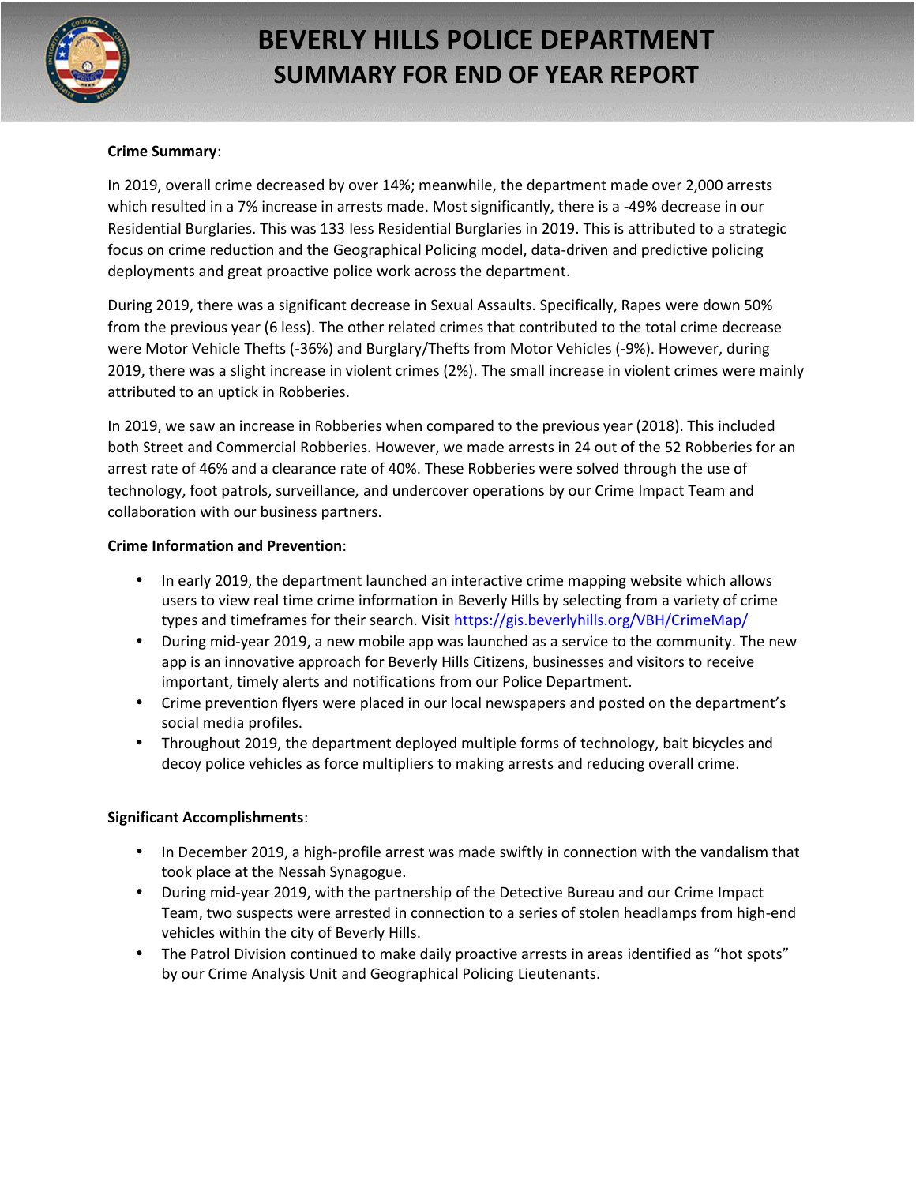# BEVERLY HILLS POLICE DEPARTMENT
## SUMMARY FOR END OF YEAR REPORT

**Crime Summary**:

In 2019, overall crime decreased by over 14%; meanwhile, the department made over 2,000 arrests which resulted in a 7% increase in arrests made. Most significantly, there is a -49% decrease in our Residential Burglaries. This was 133 less Residential Burglaries in 2019. This is attributed to a strategic focus on crime reduction and the Geographical Policing model, data-driven and predictive policing deployments and great proactive police work across the department.

During 2019, there was a significant decrease in Sexual Assaults. Specifically, Rapes were down 50% from the previous year (6 less). The other related crimes that contributed to the total crime decrease were Motor Vehicle Thefts (-36%) and Burglary/Thefts from Motor Vehicles (-9%). However, during 2019, there was a slight increase in violent crimes (2%). The small increase in violent crimes were mainly attributed to an uptick in Robberies.

In 2019, we saw an increase in Robberies when compared to the previous year (2018). This included both Street and Commercial Robberies. However, we made arrests in 24 out of the 52 Robberies for an arrest rate of 46% and a clearance rate of 40%. These Robberies were solved through the use of technology, foot patrols, surveillance, and undercover operations by our Crime Impact Team and collaboration with our business partners.

**Crime Information and Prevention**:

- In early 2019, the department launched an interactive crime mapping website which allows users to view real time crime information in Beverly Hills by selecting from a variety of crime types and timeframes for their search. Visit [https://gis.beverlyhills.org/VBH/CrimeMap/](https://gis.beverlyhills.org/VBH/CrimeMap/)
- During mid-year 2019, a new mobile app was launched as a service to the community. The new app is an innovative approach for Beverly Hills Citizens, businesses and visitors to receive important, timely alerts and notifications from our Police Department.
- Crime prevention flyers were placed in our local newspapers and posted on the department's social media profiles.
- Throughout 2019, the department deployed multiple forms of technology, bait bicycles and decoy police vehicles as force multipliers to making arrests and reducing overall crime.

**Significant Accomplishments**:

- In December 2019, a high-profile arrest was made swiftly in connection with the vandalism that took place at the Nessah Synagogue.
- During mid-year 2019, with the partnership of the Detective Bureau and our Crime Impact Team, two suspects were arrested in connection to a series of stolen headlamps from high-end vehicles within the city of Beverly Hills.
- The Patrol Division continued to make daily proactive arrests in areas identified as "hot spots" by our Crime Analysis Unit and Geographical Policing Lieutenants.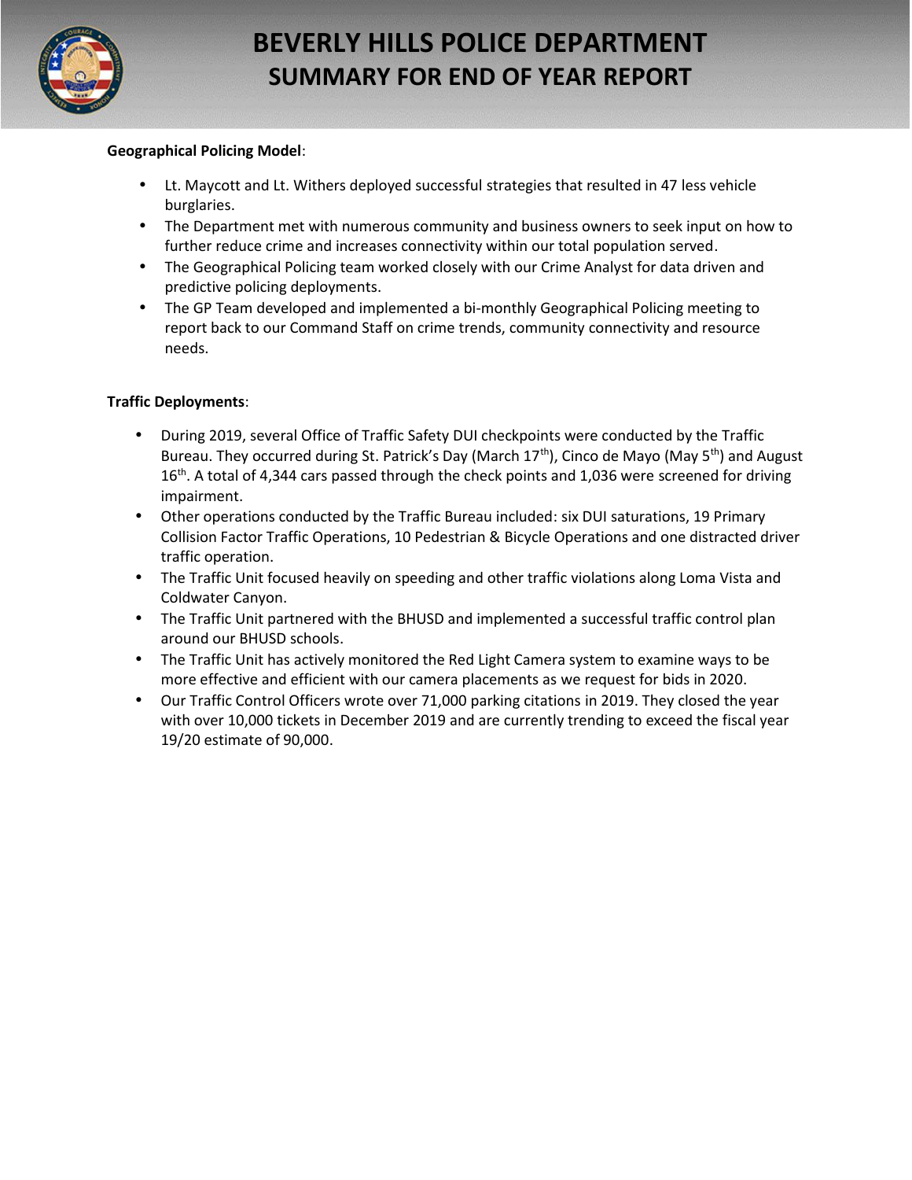**Geographical Policing Model**:

- Lt. Maycott and Lt. Withers deployed successful strategies that resulted in 47 less vehicle burglaries.
- The Department met with numerous community and business owners to seek input on how to further reduce crime and increases connectivity within our total population served.
- The Geographical Policing team worked closely with our Crime Analyst for data driven and predictive policing deployments.
- The GP Team developed and implemented a bi-monthly Geographical Policing meeting to report back to our Command Staff on crime trends, community connectivity and resource needs.

**Traffic Deployments**:

- During 2019, several Office of Traffic Safety DUI checkpoints were conducted by the Traffic Bureau. They occurred during St. Patrick's Day (March 17th), Cinco de Mayo (May 5th) and August 16th. A total of 4,344 cars passed through the check points and 1,036 were screened for driving impairment.
- Other operations conducted by the Traffic Bureau included: six DUI saturations, 19 Primary Collision Factor Traffic Operations, 10 Pedestrian & Bicycle Operations and one distracted driver traffic operation.
- The Traffic Unit focused heavily on speeding and other traffic violations along Loma Vista and Coldwater Canyon.
- The Traffic Unit partnered with the BHUSD and implemented a successful traffic control plan around our BHUSD schools.
- The Traffic Unit has actively monitored the Red Light Camera system to examine ways to be more effective and efficient with our camera placements as we request for bids in 2020.
- Our Traffic Control Officers wrote over 71,000 parking citations in 2019. They closed the year with over 10,000 tickets in December 2019 and are currently trending to exceed the fiscal year 19/20 estimate of 90,000.